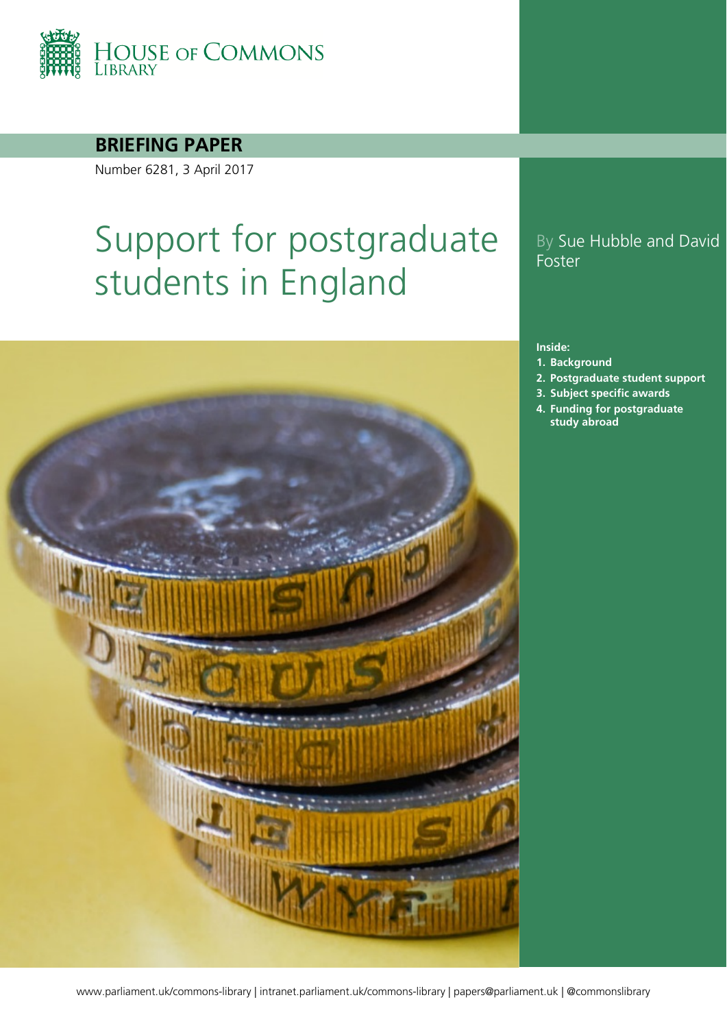HOUSE OF COMMONS LIBRARY

**BRIEFING PAPER**

Number 6281, 3 April 2017

# Support for postgraduate students in England

By Sue Hubble and David Foster

**Inside:**

1. **Background**
2. **Postgraduate student support**
3. **Subject specific awards**
4. **Funding for postgraduate study abroad**

www.parliament.uk/commons-library | intranet.parliament.uk/commons-library | papers@parliament.uk | @commonslibrary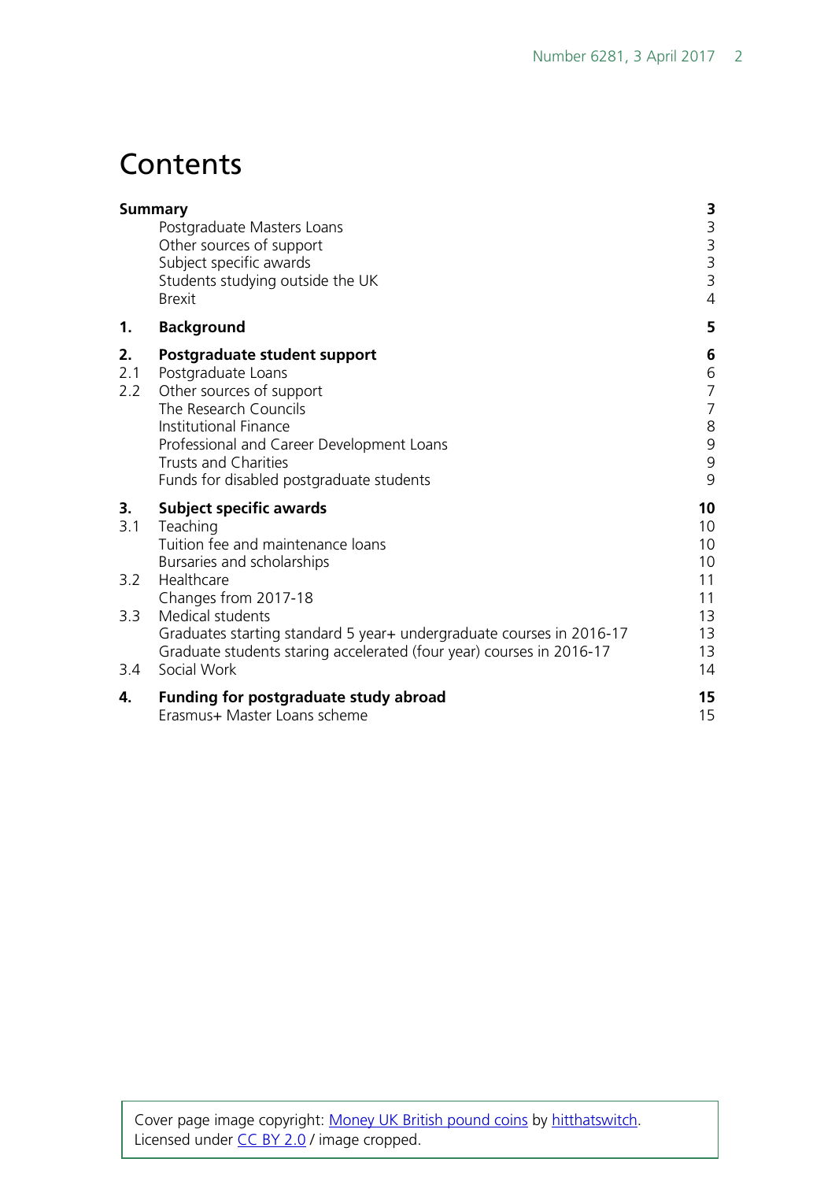# Contents

| | | |
|---|---|---|
| **Summary** | | **3** |
| | Postgraduate Masters Loans | 3 |
| | Other sources of support | 3 |
| | Subject specific awards | 3 |
| | Students studying outside the UK | 3 |
| | Brexit | 4 |
| **1.** | **Background** | **5** |
| **2.** | **Postgraduate student support** | **6** |
| 2.1 | Postgraduate Loans | 6 |
| 2.2 | Other sources of support | 7 |
| | The Research Councils | 7 |
| | Institutional Finance | 8 |
| | Professional and Career Development Loans | 9 |
| | Trusts and Charities | 9 |
| | Funds for disabled postgraduate students | 9 |
| **3.** | **Subject specific awards** | **10** |
| 3.1 | Teaching | 10 |
| | Tuition fee and maintenance loans | 10 |
| | Bursaries and scholarships | 10 |
| 3.2 | Healthcare | 11 |
| | Changes from 2017-18 | 11 |
| 3.3 | Medical students | 13 |
| | Graduates starting standard 5 year+ undergraduate courses in 2016-17 | 13 |
| | Graduate students staring accelerated (four year) courses in 2016-17 | 13 |
| 3.4 | Social Work | 14 |
| **4.** | **Funding for postgraduate study abroad** | **15** |
| | Erasmus+ Master Loans scheme | 15 |

Cover page image copyright: [Money UK British pound coins](https://www.flickr.com) by [hitthatswitch](https://www.flickr.com). Licensed under [CC BY 2.0](https://creativecommons.org/licenses/by/2.0/) / image cropped.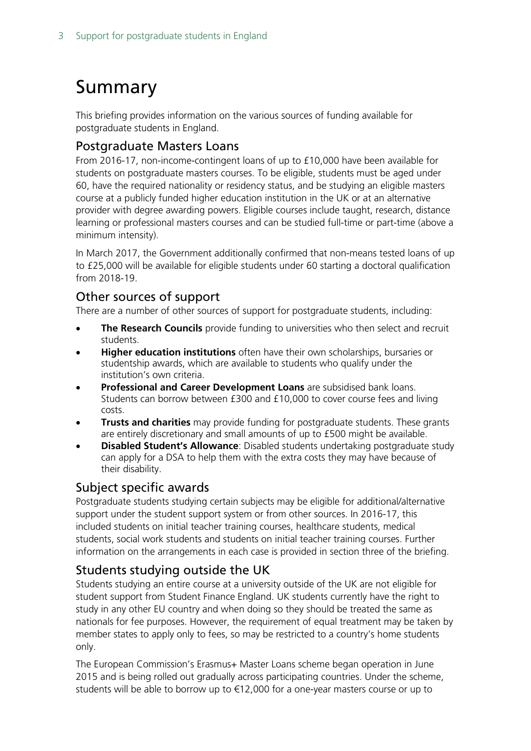# Summary

This briefing provides information on the various sources of funding available for postgraduate students in England.

## Postgraduate Masters Loans

From 2016-17, non-income-contingent loans of up to £10,000 have been available for students on postgraduate masters courses. To be eligible, students must be aged under 60, have the required nationality or residency status, and be studying an eligible masters course at a publicly funded higher education institution in the UK or at an alternative provider with degree awarding powers. Eligible courses include taught, research, distance learning or professional masters courses and can be studied full-time or part-time (above a minimum intensity).

In March 2017, the Government additionally confirmed that non-means tested loans of up to £25,000 will be available for eligible students under 60 starting a doctoral qualification from 2018-19.

## Other sources of support

There are a number of other sources of support for postgraduate students, including:

- **The Research Councils** provide funding to universities who then select and recruit students.
- **Higher education institutions** often have their own scholarships, bursaries or studentship awards, which are available to students who qualify under the institution's own criteria.
- **Professional and Career Development Loans** are subsidised bank loans. Students can borrow between £300 and £10,000 to cover course fees and living costs.
- **Trusts and charities** may provide funding for postgraduate students. These grants are entirely discretionary and small amounts of up to £500 might be available.
- **Disabled Student's Allowance**: Disabled students undertaking postgraduate study can apply for a DSA to help them with the extra costs they may have because of their disability.

## Subject specific awards

Postgraduate students studying certain subjects may be eligible for additional/alternative support under the student support system or from other sources. In 2016-17, this included students on initial teacher training courses, healthcare students, medical students, social work students and students on initial teacher training courses. Further information on the arrangements in each case is provided in section three of the briefing.

## Students studying outside the UK

Students studying an entire course at a university outside of the UK are not eligible for student support from Student Finance England. UK students currently have the right to study in any other EU country and when doing so they should be treated the same as nationals for fee purposes. However, the requirement of equal treatment may be taken by member states to apply only to fees, so may be restricted to a country's home students only.

The European Commission's Erasmus+ Master Loans scheme began operation in June 2015 and is being rolled out gradually across participating countries. Under the scheme, students will be able to borrow up to €12,000 for a one-year masters course or up to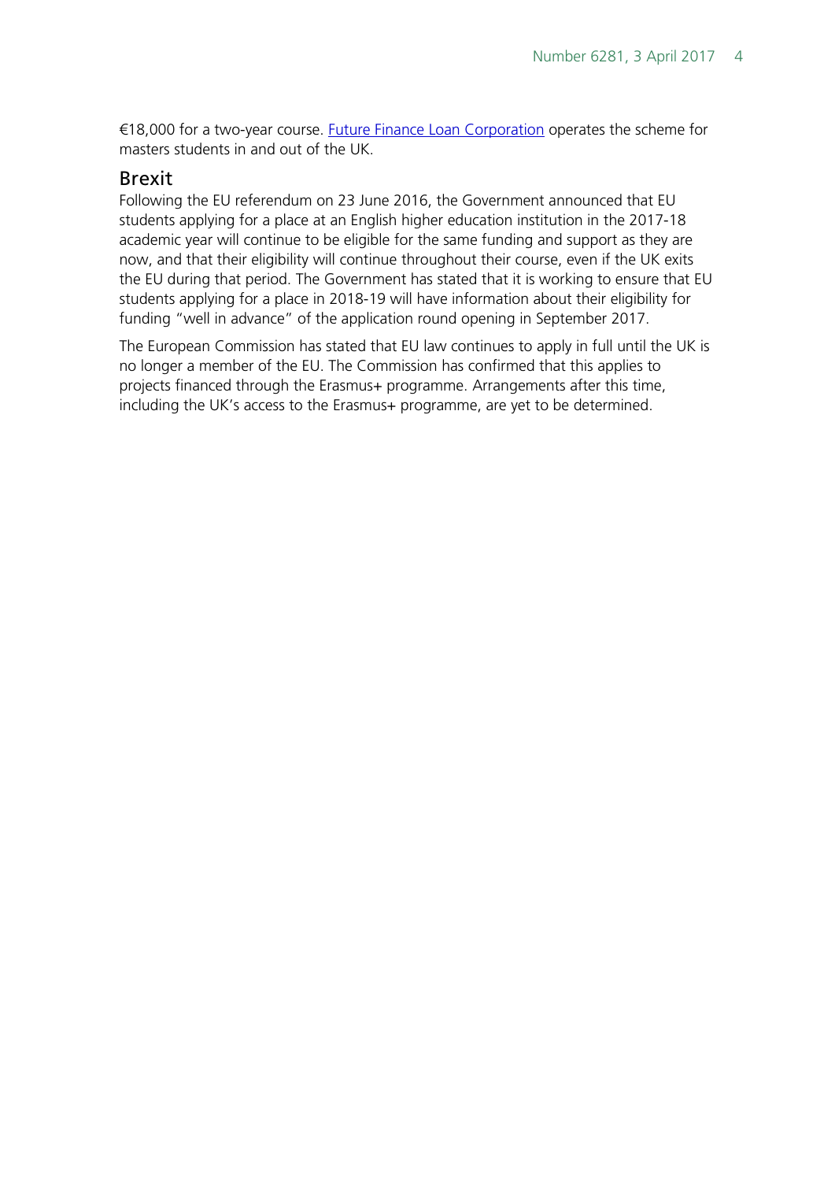€18,000 for a two-year course. [Future Finance Loan Corporation](#) operates the scheme for masters students in and out of the UK.

## Brexit

Following the EU referendum on 23 June 2016, the Government announced that EU students applying for a place at an English higher education institution in the 2017-18 academic year will continue to be eligible for the same funding and support as they are now, and that their eligibility will continue throughout their course, even if the UK exits the EU during that period. The Government has stated that it is working to ensure that EU students applying for a place in 2018-19 will have information about their eligibility for funding "well in advance" of the application round opening in September 2017.

The European Commission has stated that EU law continues to apply in full until the UK is no longer a member of the EU. The Commission has confirmed that this applies to projects financed through the Erasmus+ programme. Arrangements after this time, including the UK's access to the Erasmus+ programme, are yet to be determined.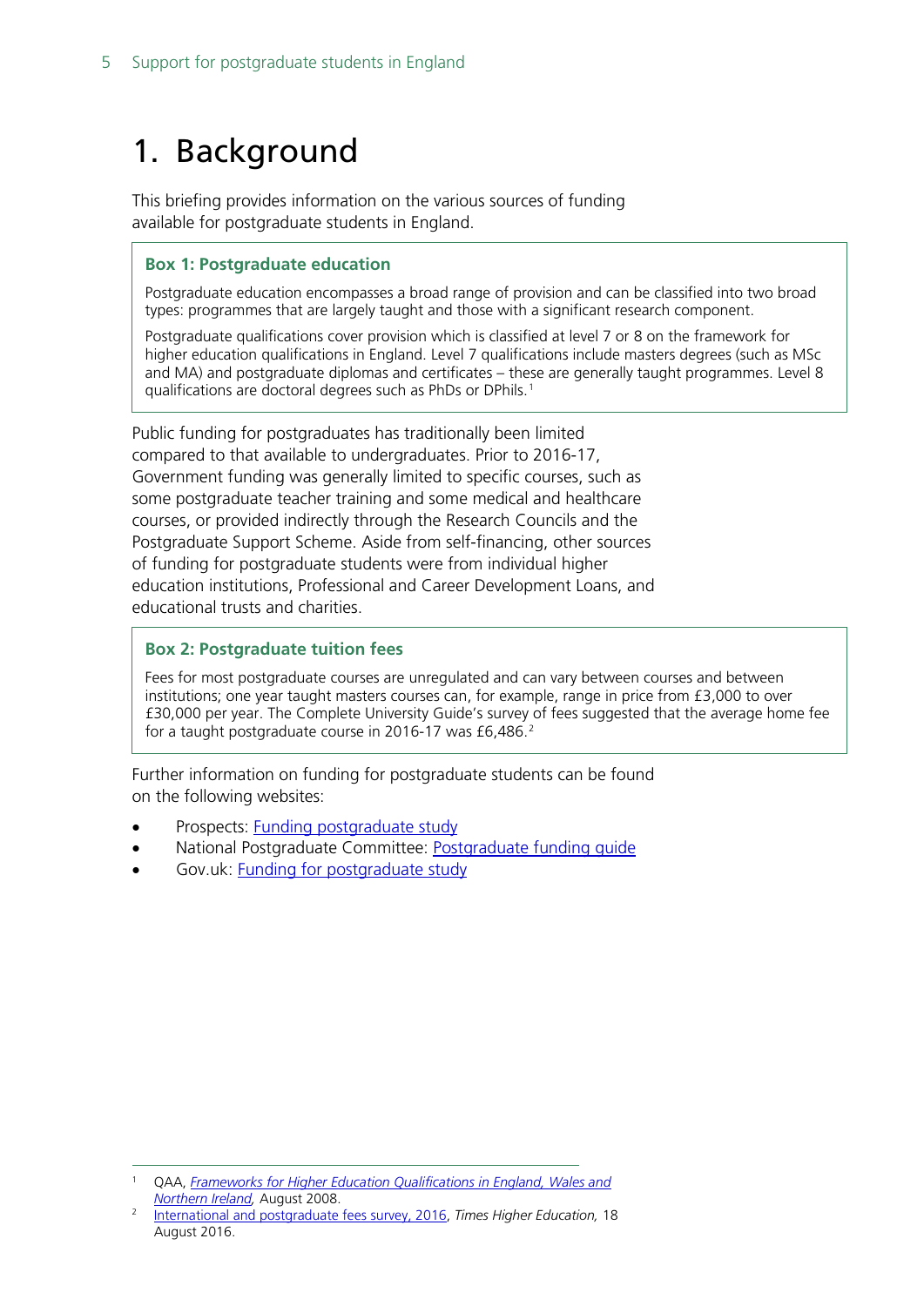# 1. Background

This briefing provides information on the various sources of funding available for postgraduate students in England.

> **Box 1: Postgraduate education**
>
> Postgraduate education encompasses a broad range of provision and can be classified into two broad types: programmes that are largely taught and those with a significant research component.
>
> Postgraduate qualifications cover provision which is classified at level 7 or 8 on the framework for higher education qualifications in England. Level 7 qualifications include masters degrees (such as MSc and MA) and postgraduate diplomas and certificates – these are generally taught programmes. Level 8 qualifications are doctoral degrees such as PhDs or DPhils.[1]

Public funding for postgraduates has traditionally been limited compared to that available to undergraduates. Prior to 2016-17, Government funding was generally limited to specific courses, such as some postgraduate teacher training and some medical and healthcare courses, or provided indirectly through the Research Councils and the Postgraduate Support Scheme. Aside from self-financing, other sources of funding for postgraduate students were from individual higher education institutions, Professional and Career Development Loans, and educational trusts and charities.

> **Box 2: Postgraduate tuition fees**
>
> Fees for most postgraduate courses are unregulated and can vary between courses and between institutions; one year taught masters courses can, for example, range in price from £3,000 to over £30,000 per year. The Complete University Guide's survey of fees suggested that the average home fee for a taught postgraduate course in 2016-17 was £6,486.[2]

Further information on funding for postgraduate students can be found on the following websites:

- Prospects: Funding postgraduate study
- National Postgraduate Committee: Postgraduate funding guide
- Gov.uk: Funding for postgraduate study

---

[1] QAA, *Frameworks for Higher Education Qualifications in England, Wales and Northern Ireland,* August 2008.

[2] International and postgraduate fees survey, 2016, *Times Higher Education,* 18 August 2016.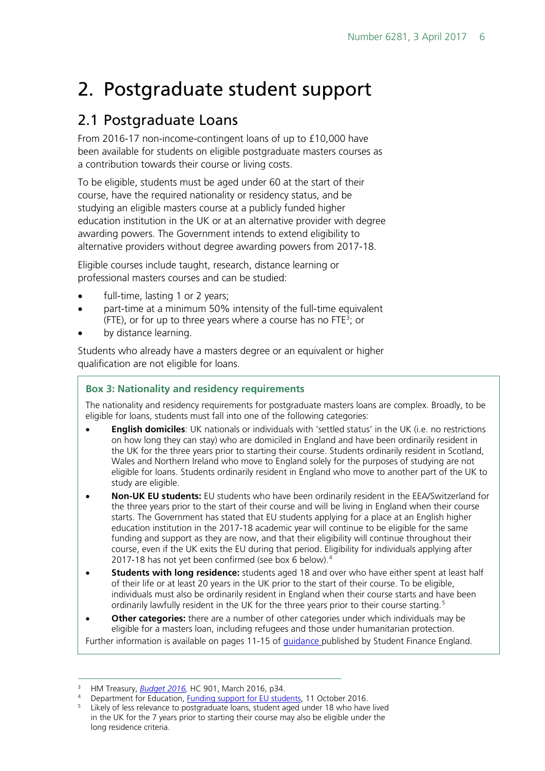# 2. Postgraduate student support

## 2.1 Postgraduate Loans

From 2016-17 non-income-contingent loans of up to £10,000 have been available for students on eligible postgraduate masters courses as a contribution towards their course or living costs.

To be eligible, students must be aged under 60 at the start of their course, have the required nationality or residency status, and be studying an eligible masters course at a publicly funded higher education institution in the UK or at an alternative provider with degree awarding powers. The Government intends to extend eligibility to alternative providers without degree awarding powers from 2017-18.

Eligible courses include taught, research, distance learning or professional masters courses and can be studied:

- full-time, lasting 1 or 2 years;
- part-time at a minimum 50% intensity of the full-time equivalent (FTE), or for up to three years where a course has no FTE[3]; or
- by distance learning.

Students who already have a masters degree or an equivalent or higher qualification are not eligible for loans.

> **Box 3: Nationality and residency requirements**
>
> The nationality and residency requirements for postgraduate masters loans are complex. Broadly, to be eligible for loans, students must fall into one of the following categories:
>
> - **English domiciles**: UK nationals or individuals with 'settled status' in the UK (i.e. no restrictions on how long they can stay) who are domiciled in England and have been ordinarily resident in the UK for the three years prior to starting their course. Students ordinarily resident in Scotland, Wales and Northern Ireland who move to England solely for the purposes of studying are not eligible for loans. Students ordinarily resident in England who move to another part of the UK to study are eligible.
> - **Non-UK EU students:** EU students who have been ordinarily resident in the EEA/Switzerland for the three years prior to the start of their course and will be living in England when their course starts. The Government has stated that EU students applying for a place at an English higher education institution in the 2017-18 academic year will continue to be eligible for the same funding and support as they are now, and that their eligibility will continue throughout their course, even if the UK exits the EU during that period. Eligibility for individuals applying after 2017-18 has not yet been confirmed (see box 6 below).[4]
> - **Students with long residence:** students aged 18 and over who have either spent at least half of their life or at least 20 years in the UK prior to the start of their course. To be eligible, individuals must also be ordinarily resident in England when their course starts and have been ordinarily lawfully resident in the UK for the three years prior to their course starting.[5]
> - **Other categories:** there are a number of other categories under which individuals may be eligible for a masters loan, including refugees and those under humanitarian protection.
>
> Further information is available on pages 11-15 of guidance published by Student Finance England.

[3] HM Treasury, *Budget 2016*, HC 901, March 2016, p34.

[4] Department for Education, Funding support for EU students, 11 October 2016.

[5] Likely of less relevance to postgraduate loans, student aged under 18 who have lived in the UK for the 7 years prior to starting their course may also be eligible under the long residence criteria.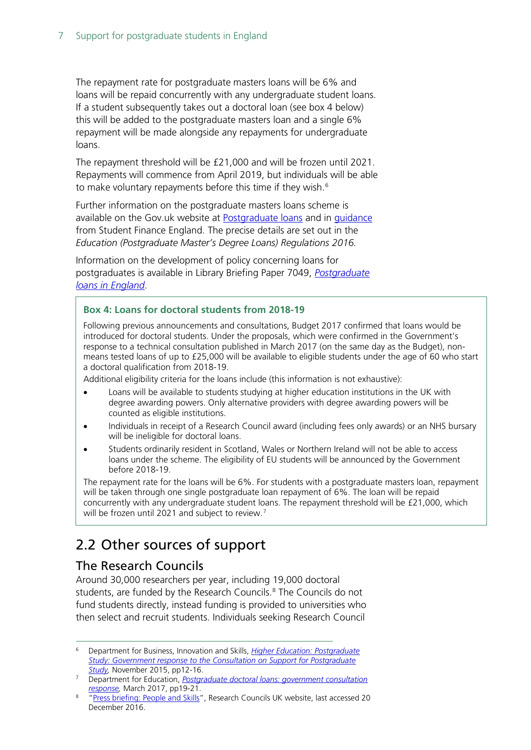The repayment rate for postgraduate masters loans will be 6% and loans will be repaid concurrently with any undergraduate student loans. If a student subsequently takes out a doctoral loan (see box 4 below) this will be added to the postgraduate masters loan and a single 6% repayment will be made alongside any repayments for undergraduate loans.

The repayment threshold will be £21,000 and will be frozen until 2021. Repayments will commence from April 2019, but individuals will be able to make voluntary repayments before this time if they wish.[6]

Further information on the postgraduate masters loans scheme is available on the Gov.uk website at Postgraduate loans and in guidance from Student Finance England. The precise details are set out in the *Education (Postgraduate Master's Degree Loans) Regulations 2016.*

Information on the development of policy concerning loans for postgraduates is available in Library Briefing Paper 7049, *Postgraduate loans in England*.

> **Box 4: Loans for doctoral students from 2018-19**
>
> Following previous announcements and consultations, Budget 2017 confirmed that loans would be introduced for doctoral students. Under the proposals, which were confirmed in the Government's response to a technical consultation published in March 2017 (on the same day as the Budget), non-means tested loans of up to £25,000 will be available to eligible students under the age of 60 who start a doctoral qualification from 2018-19.
>
> Additional eligibility criteria for the loans include (this information is not exhaustive):
>
> - Loans will be available to students studying at higher education institutions in the UK with degree awarding powers. Only alternative providers with degree awarding powers will be counted as eligible institutions.
> - Individuals in receipt of a Research Council award (including fees only awards) or an NHS bursary will be ineligible for doctoral loans.
> - Students ordinarily resident in Scotland, Wales or Northern Ireland will not be able to access loans under the scheme. The eligibility of EU students will be announced by the Government before 2018-19.
>
> The repayment rate for the loans will be 6%. For students with a postgraduate masters loan, repayment will be taken through one single postgraduate loan repayment of 6%. The loan will be repaid concurrently with any undergraduate student loans. The repayment threshold will be £21,000, which will be frozen until 2021 and subject to review.[7]

## 2.2 Other sources of support

### The Research Councils

Around 30,000 researchers per year, including 19,000 doctoral students, are funded by the Research Councils.[8] The Councils do not fund students directly, instead funding is provided to universities who then select and recruit students. Individuals seeking Research Council

---

[6] Department for Business, Innovation and Skills, *Higher Education: Postgraduate Study: Government response to the Consultation on Support for Postgraduate Study,* November 2015, pp12-16.

[7] Department for Education, *Postgraduate doctoral loans: government consultation response,* March 2017, pp19-21.

[8] "Press briefing: People and Skills", Research Councils UK website, last accessed 20 December 2016.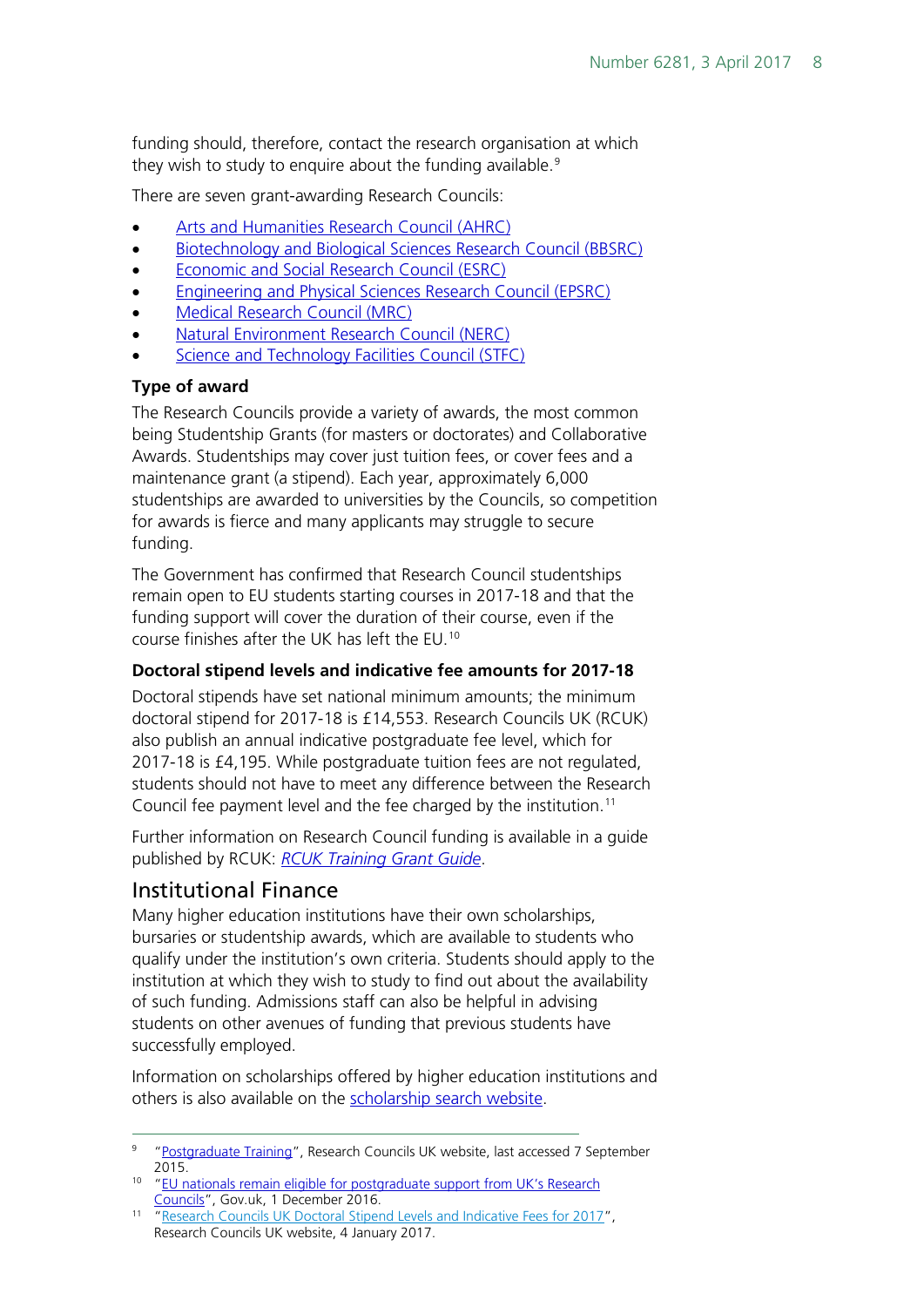funding should, therefore, contact the research organisation at which they wish to study to enquire about the funding available.[9]

There are seven grant-awarding Research Councils:

- Arts and Humanities Research Council (AHRC)
- Biotechnology and Biological Sciences Research Council (BBSRC)
- Economic and Social Research Council (ESRC)
- Engineering and Physical Sciences Research Council (EPSRC)
- Medical Research Council (MRC)
- Natural Environment Research Council (NERC)
- Science and Technology Facilities Council (STFC)

### Type of award

The Research Councils provide a variety of awards, the most common being Studentship Grants (for masters or doctorates) and Collaborative Awards. Studentships may cover just tuition fees, or cover fees and a maintenance grant (a stipend). Each year, approximately 6,000 studentships are awarded to universities by the Councils, so competition for awards is fierce and many applicants may struggle to secure funding.

The Government has confirmed that Research Council studentships remain open to EU students starting courses in 2017-18 and that the funding support will cover the duration of their course, even if the course finishes after the UK has left the EU.[10]

### Doctoral stipend levels and indicative fee amounts for 2017-18

Doctoral stipends have set national minimum amounts; the minimum doctoral stipend for 2017-18 is £14,553. Research Councils UK (RCUK) also publish an annual indicative postgraduate fee level, which for 2017-18 is £4,195. While postgraduate tuition fees are not regulated, students should not have to meet any difference between the Research Council fee payment level and the fee charged by the institution.[11]

Further information on Research Council funding is available in a guide published by RCUK: *RCUK Training Grant Guide*.

## Institutional Finance

Many higher education institutions have their own scholarships, bursaries or studentship awards, which are available to students who qualify under the institution's own criteria. Students should apply to the institution at which they wish to study to find out about the availability of such funding. Admissions staff can also be helpful in advising students on other avenues of funding that previous students have successfully employed.

Information on scholarships offered by higher education institutions and others is also available on the scholarship search website.

---

[9] "Postgraduate Training", Research Councils UK website, last accessed 7 September 2015.

[10] "EU nationals remain eligible for postgraduate support from UK's Research Councils", Gov.uk, 1 December 2016.

[11] "Research Councils UK Doctoral Stipend Levels and Indicative Fees for 2017", Research Councils UK website, 4 January 2017.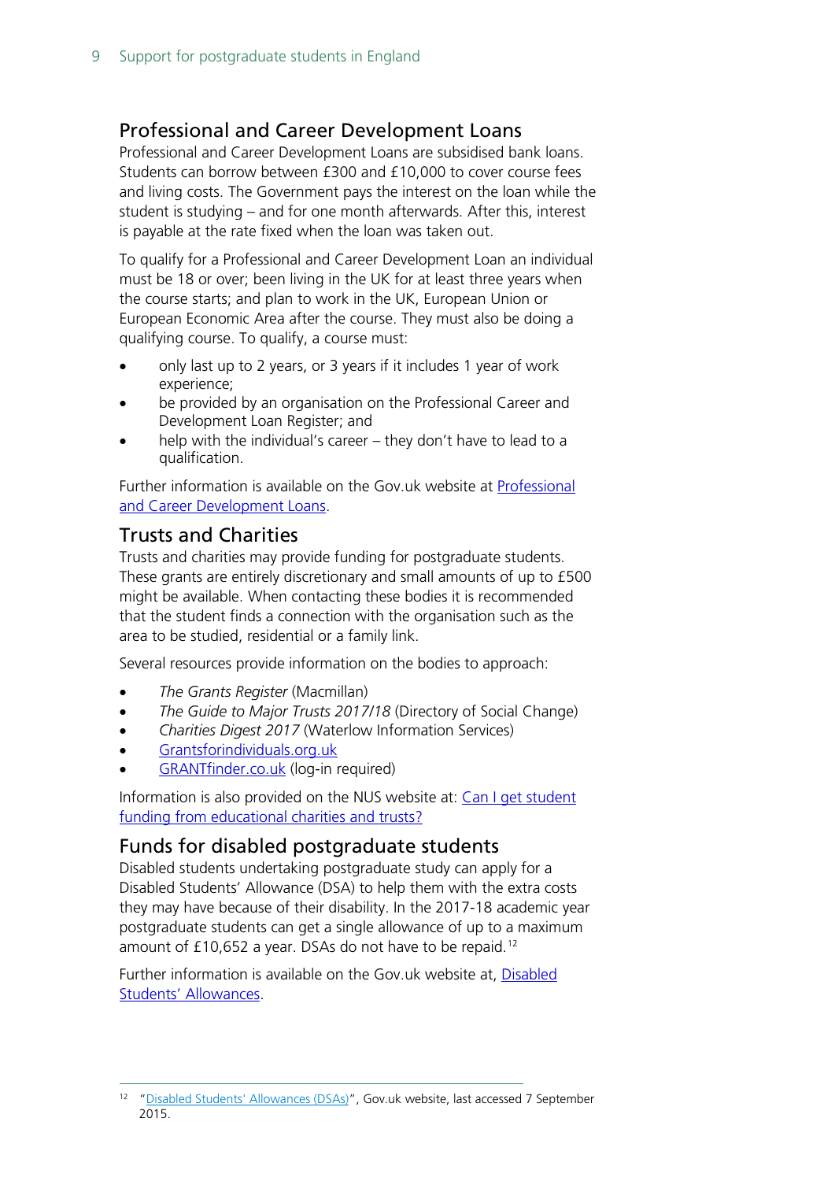## Professional and Career Development Loans

Professional and Career Development Loans are subsidised bank loans. Students can borrow between £300 and £10,000 to cover course fees and living costs. The Government pays the interest on the loan while the student is studying – and for one month afterwards. After this, interest is payable at the rate fixed when the loan was taken out.

To qualify for a Professional and Career Development Loan an individual must be 18 or over; been living in the UK for at least three years when the course starts; and plan to work in the UK, European Union or European Economic Area after the course. They must also be doing a qualifying course. To qualify, a course must:

- only last up to 2 years, or 3 years if it includes 1 year of work experience;
- be provided by an organisation on the Professional Career and Development Loan Register; and
- help with the individual's career – they don't have to lead to a qualification.

Further information is available on the Gov.uk website at [Professional and Career Development Loans](#).

## Trusts and Charities

Trusts and charities may provide funding for postgraduate students. These grants are entirely discretionary and small amounts of up to £500 might be available. When contacting these bodies it is recommended that the student finds a connection with the organisation such as the area to be studied, residential or a family link.

Several resources provide information on the bodies to approach:

- *The Grants Register* (Macmillan)
- *The Guide to Major Trusts 2017/18* (Directory of Social Change)
- *Charities Digest 2017* (Waterlow Information Services)
- [Grantsforindividuals.org.uk](#)
- [GRANTfinder.co.uk](#) (log-in required)

Information is also provided on the NUS website at: [Can I get student funding from educational charities and trusts?](#)

## Funds for disabled postgraduate students

Disabled students undertaking postgraduate study can apply for a Disabled Students' Allowance (DSA) to help them with the extra costs they may have because of their disability. In the 2017-18 academic year postgraduate students can get a single allowance of up to a maximum amount of £10,652 a year. DSAs do not have to be repaid.[12]

Further information is available on the Gov.uk website at, [Disabled Students' Allowances](#).

---

[12] "[Disabled Students' Allowances (DSAs)](#)", Gov.uk website, last accessed 7 September 2015.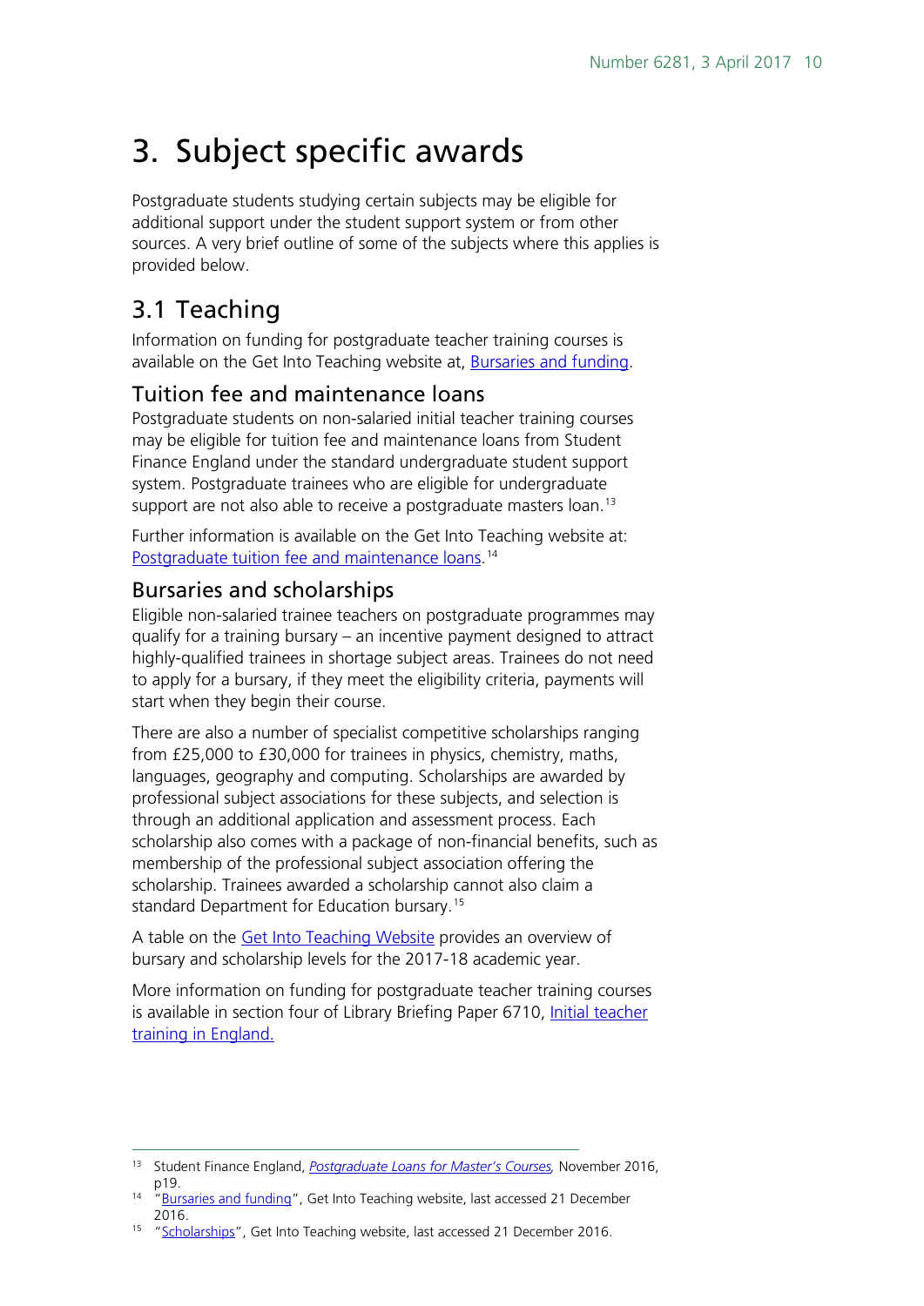# 3. Subject specific awards

Postgraduate students studying certain subjects may be eligible for additional support under the student support system or from other sources. A very brief outline of some of the subjects where this applies is provided below.

## 3.1 Teaching

Information on funding for postgraduate teacher training courses is available on the Get Into Teaching website at, [Bursaries and funding](#).

### Tuition fee and maintenance loans

Postgraduate students on non-salaried initial teacher training courses may be eligible for tuition fee and maintenance loans from Student Finance England under the standard undergraduate student support system. Postgraduate trainees who are eligible for undergraduate support are not also able to receive a postgraduate masters loan.[13]

Further information is available on the Get Into Teaching website at: [Postgraduate tuition fee and maintenance loans](#).[14]

### Bursaries and scholarships

Eligible non-salaried trainee teachers on postgraduate programmes may qualify for a training bursary – an incentive payment designed to attract highly-qualified trainees in shortage subject areas. Trainees do not need to apply for a bursary, if they meet the eligibility criteria, payments will start when they begin their course.

There are also a number of specialist competitive scholarships ranging from £25,000 to £30,000 for trainees in physics, chemistry, maths, languages, geography and computing. Scholarships are awarded by professional subject associations for these subjects, and selection is through an additional application and assessment process. Each scholarship also comes with a package of non-financial benefits, such as membership of the professional subject association offering the scholarship. Trainees awarded a scholarship cannot also claim a standard Department for Education bursary.[15]

A table on the [Get Into Teaching Website](#) provides an overview of bursary and scholarship levels for the 2017-18 academic year.

More information on funding for postgraduate teacher training courses is available in section four of Library Briefing Paper 6710, [Initial teacher training in England.](#)

---

[13] Student Finance England, *[Postgraduate Loans for Master's Courses](#),* November 2016, p19.

[14] "[Bursaries and funding](#)", Get Into Teaching website, last accessed 21 December 2016.

[15] "[Scholarships](#)", Get Into Teaching website, last accessed 21 December 2016.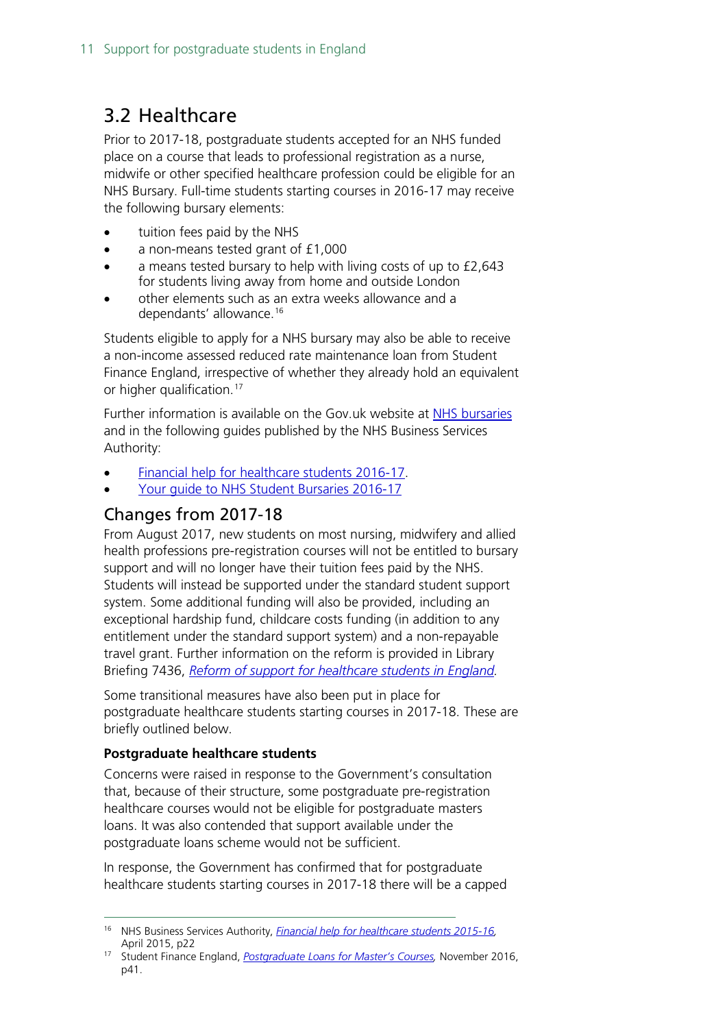## 3.2 Healthcare

Prior to 2017-18, postgraduate students accepted for an NHS funded place on a course that leads to professional registration as a nurse, midwife or other specified healthcare profession could be eligible for an NHS Bursary. Full-time students starting courses in 2016-17 may receive the following bursary elements:

- tuition fees paid by the NHS
- a non-means tested grant of £1,000
- a means tested bursary to help with living costs of up to £2,643 for students living away from home and outside London
- other elements such as an extra weeks allowance and a dependants' allowance.[16]

Students eligible to apply for a NHS bursary may also be able to receive a non-income assessed reduced rate maintenance loan from Student Finance England, irrespective of whether they already hold an equivalent or higher qualification.[17]

Further information is available on the Gov.uk website at NHS bursaries and in the following guides published by the NHS Business Services Authority:

- Financial help for healthcare students 2016-17.
- Your guide to NHS Student Bursaries 2016-17

### Changes from 2017-18

From August 2017, new students on most nursing, midwifery and allied health professions pre-registration courses will not be entitled to bursary support and will no longer have their tuition fees paid by the NHS. Students will instead be supported under the standard student support system. Some additional funding will also be provided, including an exceptional hardship fund, childcare costs funding (in addition to any entitlement under the standard support system) and a non-repayable travel grant. Further information on the reform is provided in Library Briefing 7436, *Reform of support for healthcare students in England.*

Some transitional measures have also been put in place for postgraduate healthcare students starting courses in 2017-18. These are briefly outlined below.

**Postgraduate healthcare students**

Concerns were raised in response to the Government's consultation that, because of their structure, some postgraduate pre-registration healthcare courses would not be eligible for postgraduate masters loans. It was also contended that support available under the postgraduate loans scheme would not be sufficient.

In response, the Government has confirmed that for postgraduate healthcare students starting courses in 2017-18 there will be a capped

---

[16] NHS Business Services Authority, *Financial help for healthcare students 2015-16,* April 2015, p22

[17] Student Finance England, *Postgraduate Loans for Master's Courses,* November 2016, p41.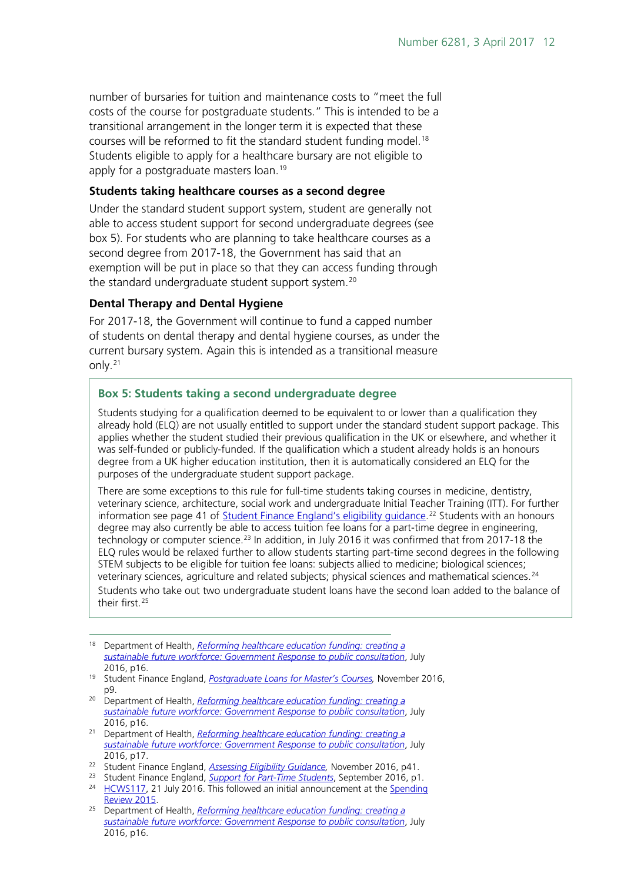number of bursaries for tuition and maintenance costs to "meet the full costs of the course for postgraduate students." This is intended to be a transitional arrangement in the longer term it is expected that these courses will be reformed to fit the standard student funding model.[18] Students eligible to apply for a healthcare bursary are not eligible to apply for a postgraduate masters loan.[19]

### Students taking healthcare courses as a second degree

Under the standard student support system, student are generally not able to access student support for second undergraduate degrees (see box 5). For students who are planning to take healthcare courses as a second degree from 2017-18, the Government has said that an exemption will be put in place so that they can access funding through the standard undergraduate student support system.[20]

### Dental Therapy and Dental Hygiene

For 2017-18, the Government will continue to fund a capped number of students on dental therapy and dental hygiene courses, as under the current bursary system. Again this is intended as a transitional measure only.[21]

> **Box 5: Students taking a second undergraduate degree**
>
> Students studying for a qualification deemed to be equivalent to or lower than a qualification they already hold (ELQ) are not usually entitled to support under the standard student support package. This applies whether the student studied their previous qualification in the UK or elsewhere, and whether it was self-funded or publicly-funded. If the qualification which a student already holds is an honours degree from a UK higher education institution, then it is automatically considered an ELQ for the purposes of the undergraduate student support package.
>
> There are some exceptions to this rule for full-time students taking courses in medicine, dentistry, veterinary science, architecture, social work and undergraduate Initial Teacher Training (ITT). For further information see page 41 of Student Finance England's eligibility guidance.[22] Students with an honours degree may also currently be able to access tuition fee loans for a part-time degree in engineering, technology or computer science.[23] In addition, in July 2016 it was confirmed that from 2017-18 the ELQ rules would be relaxed further to allow students starting part-time second degrees in the following STEM subjects to be eligible for tuition fee loans: subjects allied to medicine; biological sciences; veterinary sciences, agriculture and related subjects; physical sciences and mathematical sciences.[24]
>
> Students who take out two undergraduate student loans have the second loan added to the balance of their first.[25]

---

[18] Department of Health, *Reforming healthcare education funding: creating a sustainable future workforce: Government Response to public consultation*, July 2016, p16.

[19] Student Finance England, *Postgraduate Loans for Master's Courses,* November 2016, p9.

[20] Department of Health, *Reforming healthcare education funding: creating a sustainable future workforce: Government Response to public consultation*, July 2016, p16.

[21] Department of Health, *Reforming healthcare education funding: creating a sustainable future workforce: Government Response to public consultation*, July 2016, p17.

[22] Student Finance England, *Assessing Eligibility Guidance,* November 2016, p41.

[23] Student Finance England, *Support for Part-Time Students*, September 2016, p1.

[24] HCWS117, 21 July 2016. This followed an initial announcement at the Spending Review 2015.

[25] Department of Health, *Reforming healthcare education funding: creating a sustainable future workforce: Government Response to public consultation*, July 2016, p16.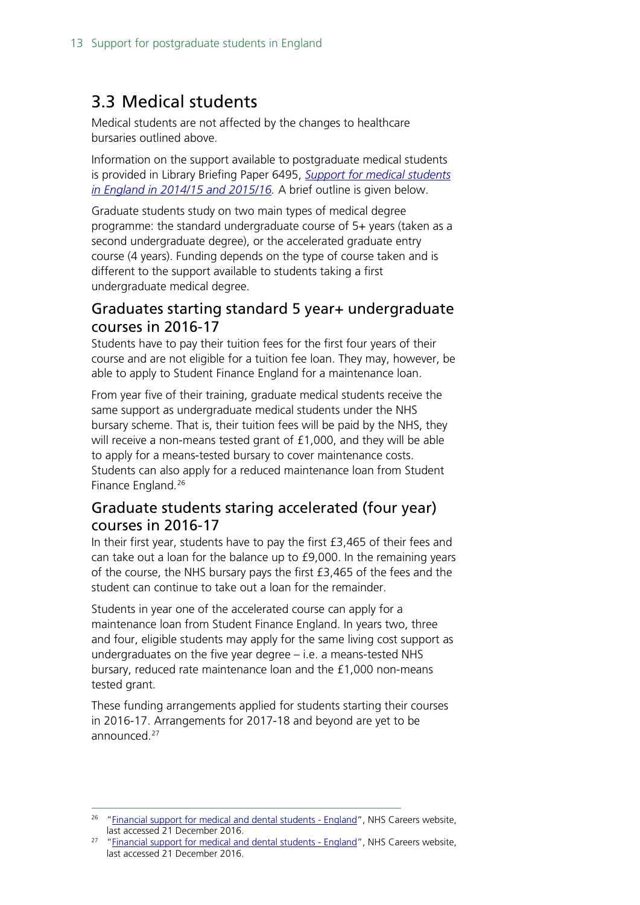## 3.3 Medical students

Medical students are not affected by the changes to healthcare bursaries outlined above.

Information on the support available to postgraduate medical students is provided in Library Briefing Paper 6495, *Support for medical students in England in 2014/15 and 2015/16.* A brief outline is given below.

Graduate students study on two main types of medical degree programme: the standard undergraduate course of 5+ years (taken as a second undergraduate degree), or the accelerated graduate entry course (4 years). Funding depends on the type of course taken and is different to the support available to students taking a first undergraduate medical degree.

### Graduates starting standard 5 year+ undergraduate courses in 2016-17

Students have to pay their tuition fees for the first four years of their course and are not eligible for a tuition fee loan. They may, however, be able to apply to Student Finance England for a maintenance loan.

From year five of their training, graduate medical students receive the same support as undergraduate medical students under the NHS bursary scheme. That is, their tuition fees will be paid by the NHS, they will receive a non-means tested grant of £1,000, and they will be able to apply for a means-tested bursary to cover maintenance costs. Students can also apply for a reduced maintenance loan from Student Finance England.[26]

### Graduate students staring accelerated (four year) courses in 2016-17

In their first year, students have to pay the first £3,465 of their fees and can take out a loan for the balance up to £9,000. In the remaining years of the course, the NHS bursary pays the first £3,465 of the fees and the student can continue to take out a loan for the remainder.

Students in year one of the accelerated course can apply for a maintenance loan from Student Finance England. In years two, three and four, eligible students may apply for the same living cost support as undergraduates on the five year degree – i.e. a means-tested NHS bursary, reduced rate maintenance loan and the £1,000 non-means tested grant.

These funding arrangements applied for students starting their courses in 2016-17. Arrangements for 2017-18 and beyond are yet to be announced.[27]

---

[26] "Financial support for medical and dental students - England", NHS Careers website, last accessed 21 December 2016.

[27] "Financial support for medical and dental students - England", NHS Careers website, last accessed 21 December 2016.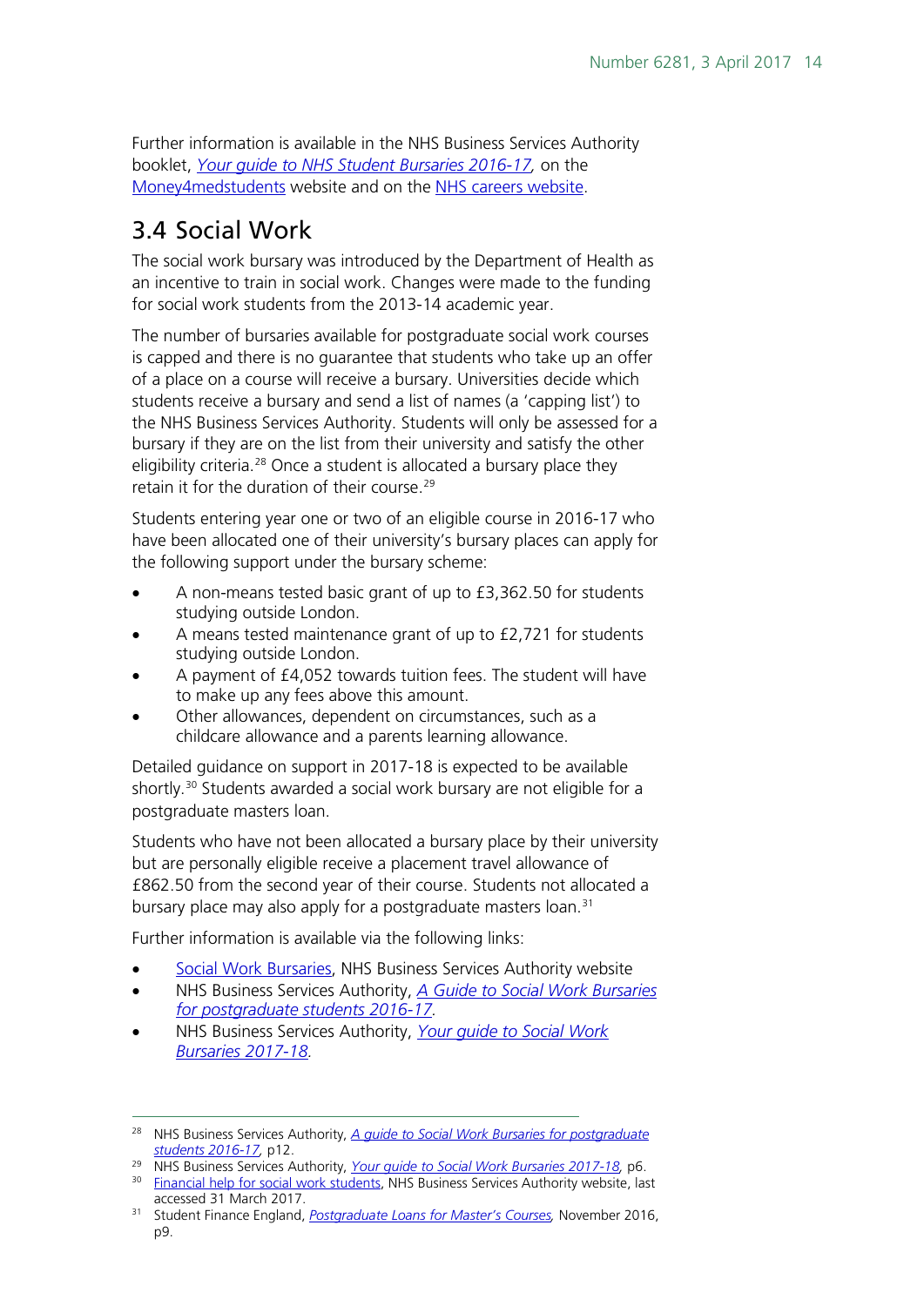Further information is available in the NHS Business Services Authority booklet, *Your guide to NHS Student Bursaries 2016-17*, on the Money4medstudents website and on the NHS careers website.

## 3.4 Social Work

The social work bursary was introduced by the Department of Health as an incentive to train in social work. Changes were made to the funding for social work students from the 2013-14 academic year.

The number of bursaries available for postgraduate social work courses is capped and there is no guarantee that students who take up an offer of a place on a course will receive a bursary. Universities decide which students receive a bursary and send a list of names (a 'capping list') to the NHS Business Services Authority. Students will only be assessed for a bursary if they are on the list from their university and satisfy the other eligibility criteria.[28] Once a student is allocated a bursary place they retain it for the duration of their course.[29]

Students entering year one or two of an eligible course in 2016-17 who have been allocated one of their university's bursary places can apply for the following support under the bursary scheme:

- A non-means tested basic grant of up to £3,362.50 for students studying outside London.
- A means tested maintenance grant of up to £2,721 for students studying outside London.
- A payment of £4,052 towards tuition fees. The student will have to make up any fees above this amount.
- Other allowances, dependent on circumstances, such as a childcare allowance and a parents learning allowance.

Detailed guidance on support in 2017-18 is expected to be available shortly.[30] Students awarded a social work bursary are not eligible for a postgraduate masters loan.

Students who have not been allocated a bursary place by their university but are personally eligible receive a placement travel allowance of £862.50 from the second year of their course. Students not allocated a bursary place may also apply for a postgraduate masters loan.[31]

Further information is available via the following links:

- Social Work Bursaries, NHS Business Services Authority website
- NHS Business Services Authority, *A Guide to Social Work Bursaries for postgraduate students 2016-17*.
- NHS Business Services Authority, *Your guide to Social Work Bursaries 2017-18*.

---

[28] NHS Business Services Authority, *A guide to Social Work Bursaries for postgraduate students 2016-17*, p12.

[29] NHS Business Services Authority, *Your guide to Social Work Bursaries 2017-18*, p6.

[30] Financial help for social work students, NHS Business Services Authority website, last accessed 31 March 2017.

[31] Student Finance England, *Postgraduate Loans for Master's Courses*, November 2016, p9.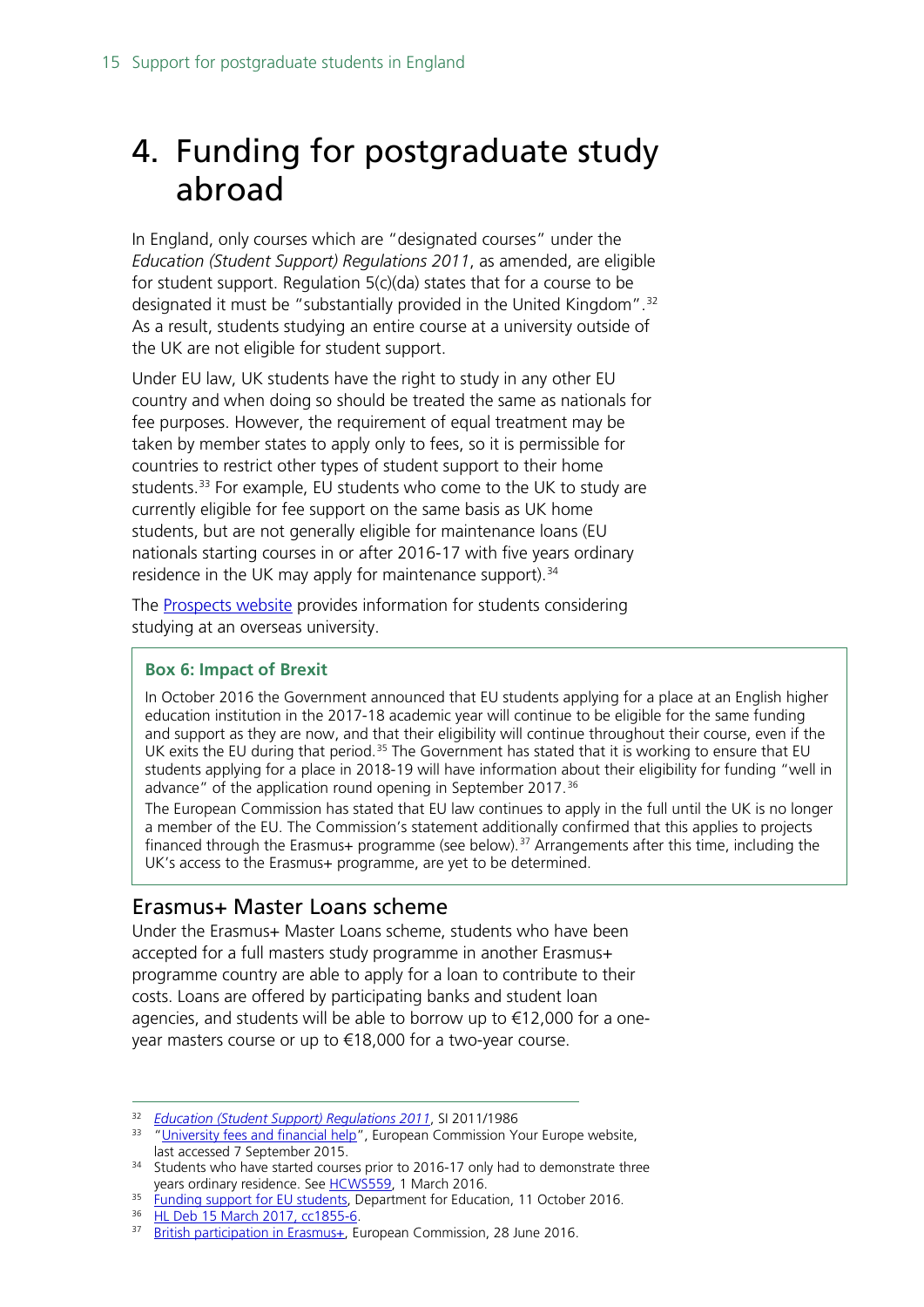# 4. Funding for postgraduate study abroad

In England, only courses which are "designated courses" under the *Education (Student Support) Regulations 2011*, as amended, are eligible for student support. Regulation 5(c)(da) states that for a course to be designated it must be "substantially provided in the United Kingdom".[32] As a result, students studying an entire course at a university outside of the UK are not eligible for student support.

Under EU law, UK students have the right to study in any other EU country and when doing so should be treated the same as nationals for fee purposes. However, the requirement of equal treatment may be taken by member states to apply only to fees, so it is permissible for countries to restrict other types of student support to their home students.[33] For example, EU students who come to the UK to study are currently eligible for fee support on the same basis as UK home students, but are not generally eligible for maintenance loans (EU nationals starting courses in or after 2016-17 with five years ordinary residence in the UK may apply for maintenance support).[34]

The Prospects website provides information for students considering studying at an overseas university.

> **Box 6: Impact of Brexit**
>
> In October 2016 the Government announced that EU students applying for a place at an English higher education institution in the 2017-18 academic year will continue to be eligible for the same funding and support as they are now, and that their eligibility will continue throughout their course, even if the UK exits the EU during that period.[35] The Government has stated that it is working to ensure that EU students applying for a place in 2018-19 will have information about their eligibility for funding "well in advance" of the application round opening in September 2017.[36]
>
> The European Commission has stated that EU law continues to apply in the full until the UK is no longer a member of the EU. The Commission's statement additionally confirmed that this applies to projects financed through the Erasmus+ programme (see below).[37] Arrangements after this time, including the UK's access to the Erasmus+ programme, are yet to be determined.

## Erasmus+ Master Loans scheme

Under the Erasmus+ Master Loans scheme, students who have been accepted for a full masters study programme in another Erasmus+ programme country are able to apply for a loan to contribute to their costs. Loans are offered by participating banks and student loan agencies, and students will be able to borrow up to €12,000 for a one-year masters course or up to €18,000 for a two-year course.

---

[32] *Education (Student Support) Regulations 2011*, SI 2011/1986

[33] "University fees and financial help", European Commission Your Europe website, last accessed 7 September 2015.

[34] Students who have started courses prior to 2016-17 only had to demonstrate three years ordinary residence. See HCWS559, 1 March 2016.

[35] Funding support for EU students, Department for Education, 11 October 2016.

[36] HL Deb 15 March 2017, cc1855-6.

[37] British participation in Erasmus+, European Commission, 28 June 2016.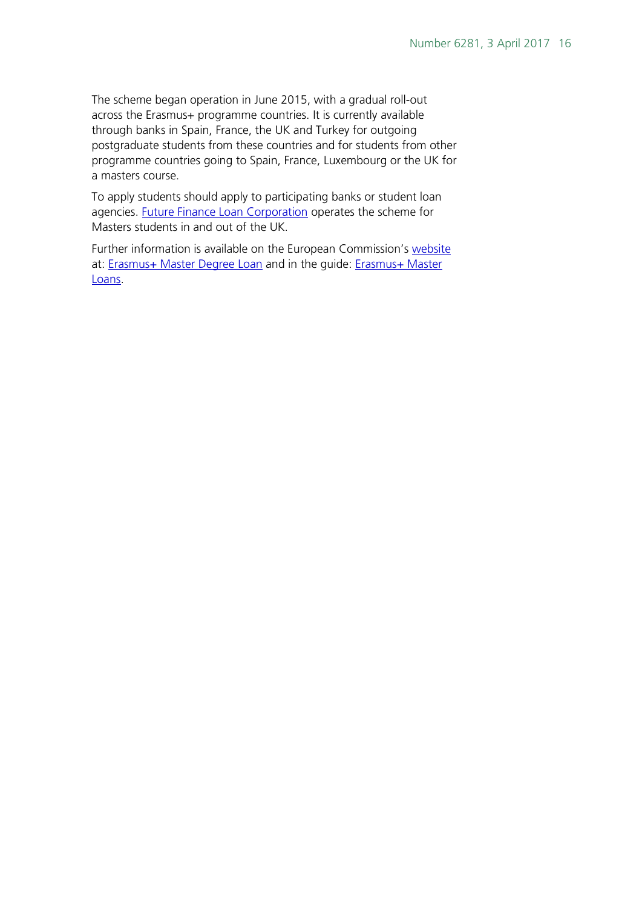The scheme began operation in June 2015, with a gradual roll-out across the Erasmus+ programme countries. It is currently available through banks in Spain, France, the UK and Turkey for outgoing postgraduate students from these countries and for students from other programme countries going to Spain, France, Luxembourg or the UK for a masters course.

To apply students should apply to participating banks or student loan agencies. Future Finance Loan Corporation operates the scheme for Masters students in and out of the UK.

Further information is available on the European Commission's website at: Erasmus+ Master Degree Loan and in the guide: Erasmus+ Master Loans.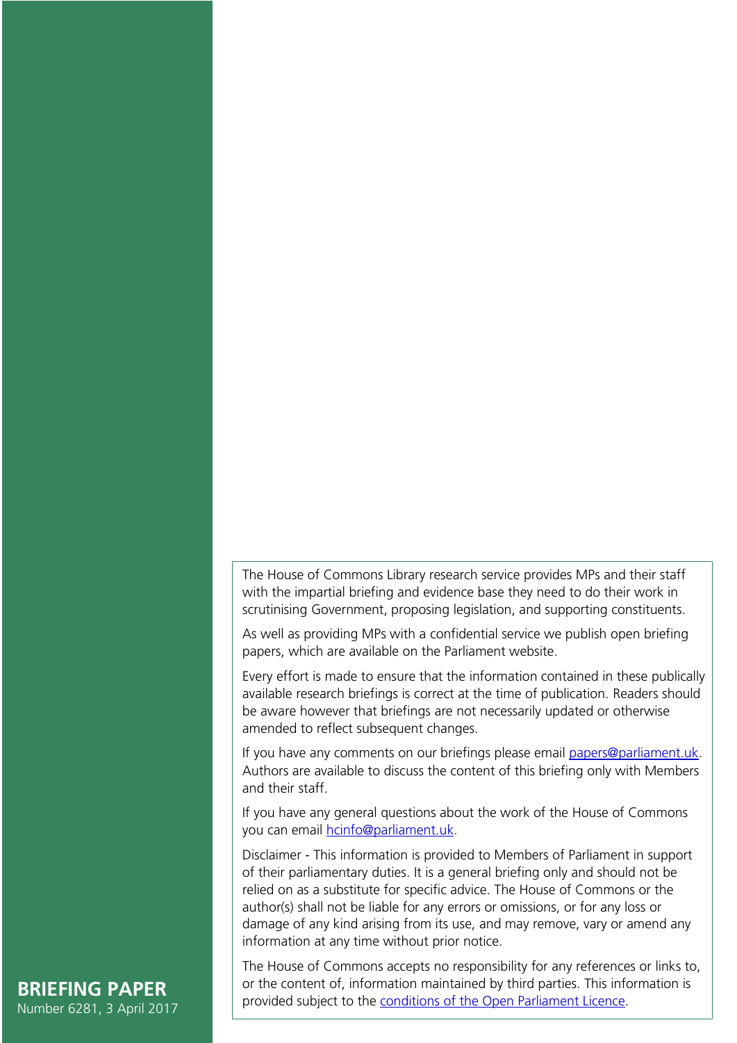The House of Commons Library research service provides MPs and their staff with the impartial briefing and evidence base they need to do their work in scrutinising Government, proposing legislation, and supporting constituents.

As well as providing MPs with a confidential service we publish open briefing papers, which are available on the Parliament website.

Every effort is made to ensure that the information contained in these publically available research briefings is correct at the time of publication. Readers should be aware however that briefings are not necessarily updated or otherwise amended to reflect subsequent changes.

If you have any comments on our briefings please email papers@parliament.uk. Authors are available to discuss the content of this briefing only with Members and their staff.

If you have any general questions about the work of the House of Commons you can email hcinfo@parliament.uk.

Disclaimer - This information is provided to Members of Parliament in support of their parliamentary duties. It is a general briefing only and should not be relied on as a substitute for specific advice. The House of Commons or the author(s) shall not be liable for any errors or omissions, or for any loss or damage of any kind arising from its use, and may remove, vary or amend any information at any time without prior notice.

The House of Commons accepts no responsibility for any references or links to, or the content of, information maintained by third parties. This information is provided subject to the conditions of the Open Parliament Licence.

**BRIEFING PAPER**
Number 6281, 3 April 2017